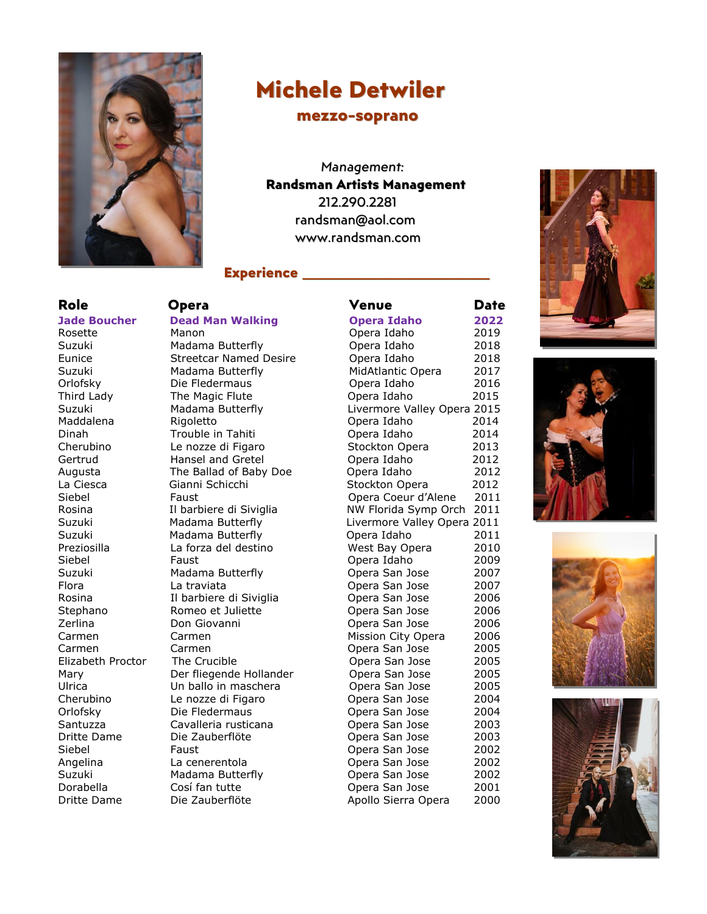# Michele Detwiler

## mezzo-soprano

*Management:*
**Randsman Artists Management**
212.290.2281
randsman@aol.com
www.randsman.com

## Experience

| Role | Opera | Venue | Date |
|---|---|---|---|
| **Jade Boucher** | **Dead Man Walking** | **Opera Idaho** | **2022** |
| Rosette | Manon | Opera Idaho | 2019 |
| Suzuki | Madama Butterfly | Opera Idaho | 2018 |
| Eunice | Streetcar Named Desire | Opera Idaho | 2018 |
| Suzuki | Madama Butterfly | MidAtlantic Opera | 2017 |
| Orlofsky | Die Fledermaus | Opera Idaho | 2016 |
| Third Lady | The Magic Flute | Opera Idaho | 2015 |
| Suzuki | Madama Butterfly | Livermore Valley Opera | 2015 |
| Maddalena | Rigoletto | Opera Idaho | 2014 |
| Dinah | Trouble in Tahiti | Opera Idaho | 2014 |
| Cherubino | Le nozze di Figaro | Stockton Opera | 2013 |
| Gertrud | Hansel and Gretel | Opera Idaho | 2012 |
| Augusta | The Ballad of Baby Doe | Opera Idaho | 2012 |
| La Ciesca | Gianni Schicchi | Stockton Opera | 2012 |
| Siebel | Faust | Opera Coeur d'Alene | 2011 |
| Rosina | Il barbiere di Siviglia | NW Florida Symp Orch | 2011 |
| Suzuki | Madama Butterfly | Livermore Valley Opera | 2011 |
| Suzuki | Madama Butterfly | Opera Idaho | 2011 |
| Preziosilla | La forza del destino | West Bay Opera | 2010 |
| Siebel | Faust | Opera Idaho | 2009 |
| Suzuki | Madama Butterfly | Opera San Jose | 2007 |
| Flora | La traviata | Opera San Jose | 2007 |
| Rosina | Il barbiere di Siviglia | Opera San Jose | 2006 |
| Stephano | Romeo et Juliette | Opera San Jose | 2006 |
| Zerlina | Don Giovanni | Opera San Jose | 2006 |
| Carmen | Carmen | Mission City Opera | 2006 |
| Carmen | Carmen | Opera San Jose | 2005 |
| Elizabeth Proctor | The Crucible | Opera San Jose | 2005 |
| Mary | Der fliegende Hollander | Opera San Jose | 2005 |
| Ulrica | Un ballo in maschera | Opera San Jose | 2005 |
| Cherubino | Le nozze di Figaro | Opera San Jose | 2004 |
| Orlofsky | Die Fledermaus | Opera San Jose | 2004 |
| Santuzza | Cavalleria rusticana | Opera San Jose | 2003 |
| Dritte Dame | Die Zauberflöte | Opera San Jose | 2003 |
| Siebel | Faust | Opera San Jose | 2002 |
| Angelina | La cenerentola | Opera San Jose | 2002 |
| Suzuki | Madama Butterfly | Opera San Jose | 2002 |
| Dorabella | Cosí fan tutte | Opera San Jose | 2001 |
| Dritte Dame | Die Zauberflöte | Apollo Sierra Opera | 2000 |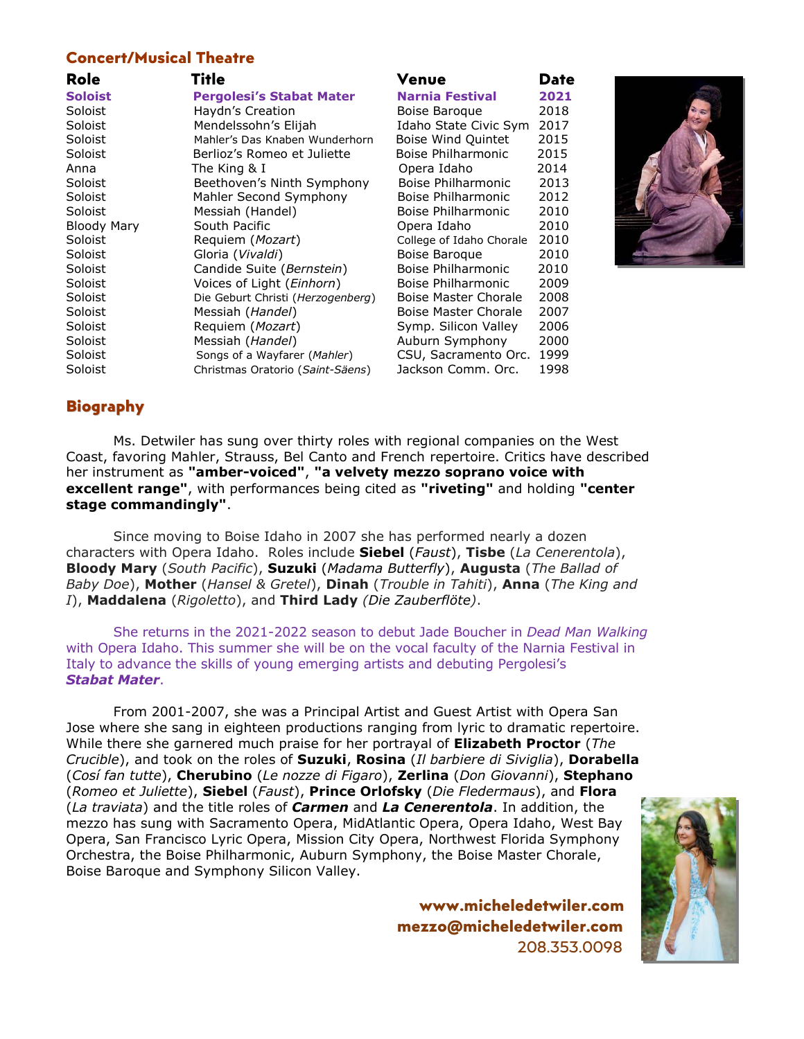## Concert/Musical Theatre

| Role | Title | Venue | Date |
|---|---|---|---|
| **Soloist** | **Pergolesi's Stabat Mater** | **Narnia Festival** | **2021** |
| Soloist | Haydn's Creation | Boise Baroque | 2018 |
| Soloist | Mendelssohn's Elijah | Idaho State Civic Sym | 2017 |
| Soloist | Mahler's Das Knaben Wunderhorn | Boise Wind Quintet | 2015 |
| Soloist | Berlioz's Romeo et Juliette | Boise Philharmonic | 2015 |
| Anna | The King & I | Opera Idaho | 2014 |
| Soloist | Beethoven's Ninth Symphony | Boise Philharmonic | 2013 |
| Soloist | Mahler Second Symphony | Boise Philharmonic | 2012 |
| Soloist | Messiah (Handel) | Boise Philharmonic | 2010 |
| Bloody Mary | South Pacific | Opera Idaho | 2010 |
| Soloist | Requiem (*Mozart*) | College of Idaho Chorale | 2010 |
| Soloist | Gloria (*Vivaldi*) | Boise Baroque | 2010 |
| Soloist | Candide Suite (*Bernstein*) | Boise Philharmonic | 2010 |
| Soloist | Voices of Light (*Einhorn*) | Boise Philharmonic | 2009 |
| Soloist | Die Geburt Christi (*Herzogenberg*) | Boise Master Chorale | 2008 |
| Soloist | Messiah (*Handel*) | Boise Master Chorale | 2007 |
| Soloist | Requiem (*Mozart*) | Symp. Silicon Valley | 2006 |
| Soloist | Messiah (*Handel*) | Auburn Symphony | 2000 |
| Soloist | Songs of a Wayfarer (*Mahler*) | CSU, Sacramento Orc. | 1999 |
| Soloist | Christmas Oratorio (*Saint-Säens*) | Jackson Comm. Orc. | 1998 |

## Biography

Ms. Detwiler has sung over thirty roles with regional companies on the West Coast, favoring Mahler, Strauss, Bel Canto and French repertoire. Critics have described her instrument as **"amber-voiced"**, **"a velvety mezzo soprano voice with excellent range"**, with performances being cited as **"riveting"** and holding **"center stage commandingly"**.

Since moving to Boise Idaho in 2007 she has performed nearly a dozen characters with Opera Idaho. Roles include **Siebel** (*Faust*), **Tisbe** (*La Cenerentola*), **Bloody Mary** (*South Pacific*), **Suzuki** (*Madama Butterfly*), **Augusta** (*The Ballad of Baby Doe*), **Mother** (*Hansel & Gretel*), **Dinah** (*Trouble in Tahiti*), **Anna** (*The King and I*), **Maddalena** (*Rigoletto*), and **Third Lady** *(Die Zauberflöte)*.

She returns in the 2021-2022 season to debut Jade Boucher in *Dead Man Walking* with Opera Idaho. This summer she will be on the vocal faculty of the Narnia Festival in Italy to advance the skills of young emerging artists and debuting Pergolesi's ***Stabat Mater***.

From 2001-2007, she was a Principal Artist and Guest Artist with Opera San Jose where she sang in eighteen productions ranging from lyric to dramatic repertoire. While there she garnered much praise for her portrayal of **Elizabeth Proctor** (*The Crucible*), and took on the roles of **Suzuki**, **Rosina** (*Il barbiere di Siviglia*), **Dorabella** (*Cosí fan tutte*), **Cherubino** (*Le nozze di Figaro*), **Zerlina** (*Don Giovanni*), **Stephano** (*Romeo et Juliette*), **Siebel** (*Faust*), **Prince Orlofsky** (*Die Fledermaus*), and **Flora** (*La traviata*) and the title roles of ***Carmen*** and ***La Cenerentola***. In addition, the mezzo has sung with Sacramento Opera, MidAtlantic Opera, Opera Idaho, West Bay Opera, San Francisco Lyric Opera, Mission City Opera, Northwest Florida Symphony Orchestra, the Boise Philharmonic, Auburn Symphony, the Boise Master Chorale, Boise Baroque and Symphony Silicon Valley.

**www.micheledetwiler.com**
**mezzo@micheledetwiler.com**
208.353.0098